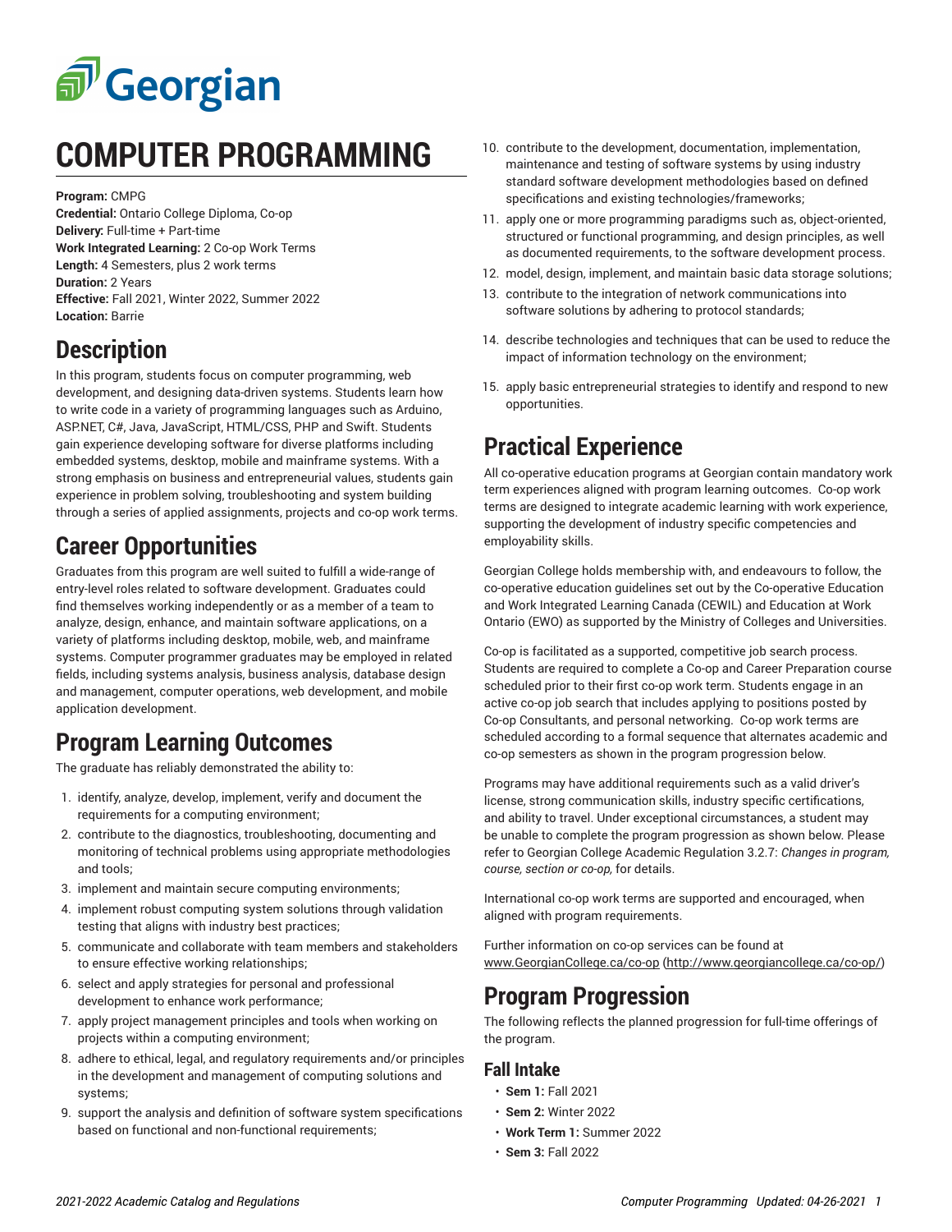# COMPUTER PROGRAMMING

**Program:** CMPG
**Credential:** Ontario College Diploma, Co-op
**Delivery:** Full-time + Part-time
**Work Integrated Learning:** 2 Co-op Work Terms
**Length:** 4 Semesters, plus 2 work terms
**Duration:** 2 Years
**Effective:** Fall 2021, Winter 2022, Summer 2022
**Location:** Barrie

## Description

In this program, students focus on computer programming, web development, and designing data-driven systems. Students learn how to write code in a variety of programming languages such as Arduino, ASP.NET, C#, Java, JavaScript, HTML/CSS, PHP and Swift. Students gain experience developing software for diverse platforms including embedded systems, desktop, mobile and mainframe systems. With a strong emphasis on business and entrepreneurial values, students gain experience in problem solving, troubleshooting and system building through a series of applied assignments, projects and co-op work terms.

## Career Opportunities

Graduates from this program are well suited to fulfill a wide-range of entry-level roles related to software development. Graduates could find themselves working independently or as a member of a team to analyze, design, enhance, and maintain software applications, on a variety of platforms including desktop, mobile, web, and mainframe systems. Computer programmer graduates may be employed in related fields, including systems analysis, business analysis, database design and management, computer operations, web development, and mobile application development.

## Program Learning Outcomes

The graduate has reliably demonstrated the ability to:

1. identify, analyze, develop, implement, verify and document the requirements for a computing environment;
2. contribute to the diagnostics, troubleshooting, documenting and monitoring of technical problems using appropriate methodologies and tools;
3. implement and maintain secure computing environments;
4. implement robust computing system solutions through validation testing that aligns with industry best practices;
5. communicate and collaborate with team members and stakeholders to ensure effective working relationships;
6. select and apply strategies for personal and professional development to enhance work performance;
7. apply project management principles and tools when working on projects within a computing environment;
8. adhere to ethical, legal, and regulatory requirements and/or principles in the development and management of computing solutions and systems;
9. support the analysis and definition of software system specifications based on functional and non-functional requirements;
10. contribute to the development, documentation, implementation, maintenance and testing of software systems by using industry standard software development methodologies based on defined specifications and existing technologies/frameworks;
11. apply one or more programming paradigms such as, object-oriented, structured or functional programming, and design principles, as well as documented requirements, to the software development process.
12. model, design, implement, and maintain basic data storage solutions;
13. contribute to the integration of network communications into software solutions by adhering to protocol standards;
14. describe technologies and techniques that can be used to reduce the impact of information technology on the environment;
15. apply basic entrepreneurial strategies to identify and respond to new opportunities.

## Practical Experience

All co-operative education programs at Georgian contain mandatory work term experiences aligned with program learning outcomes. Co-op work terms are designed to integrate academic learning with work experience, supporting the development of industry specific competencies and employability skills.

Georgian College holds membership with, and endeavours to follow, the co-operative education guidelines set out by the Co-operative Education and Work Integrated Learning Canada (CEWIL) and Education at Work Ontario (EWO) as supported by the Ministry of Colleges and Universities.

Co-op is facilitated as a supported, competitive job search process. Students are required to complete a Co-op and Career Preparation course scheduled prior to their first co-op work term. Students engage in an active co-op job search that includes applying to positions posted by Co-op Consultants, and personal networking. Co-op work terms are scheduled according to a formal sequence that alternates academic and co-op semesters as shown in the program progression below.

Programs may have additional requirements such as a valid driver's license, strong communication skills, industry specific certifications, and ability to travel. Under exceptional circumstances, a student may be unable to complete the program progression as shown below. Please refer to Georgian College Academic Regulation 3.2.7: *Changes in program, course, section or co-op,* for details.

International co-op work terms are supported and encouraged, when aligned with program requirements.

Further information on co-op services can be found at www.GeorgianCollege.ca/co-op (http://www.georgiancollege.ca/co-op/)

## Program Progression

The following reflects the planned progression for full-time offerings of the program.

### Fall Intake

- **Sem 1:** Fall 2021
- **Sem 2:** Winter 2022
- **Work Term 1:** Summer 2022
- **Sem 3:** Fall 2022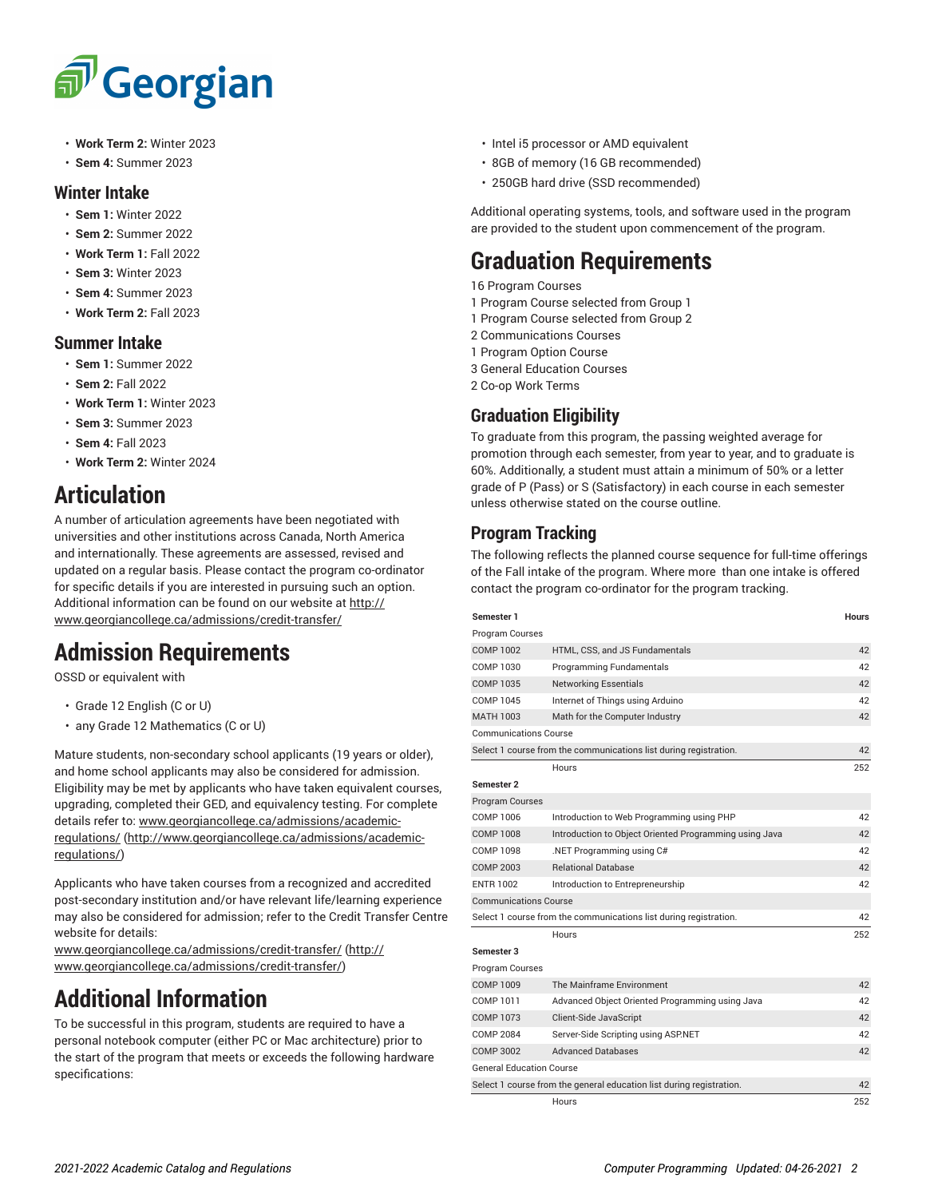- **Work Term 2:** Winter 2023
- **Sem 4:** Summer 2023

### Winter Intake

- **Sem 1:** Winter 2022
- **Sem 2:** Summer 2022
- **Work Term 1:** Fall 2022
- **Sem 3:** Winter 2023
- **Sem 4:** Summer 2023
- **Work Term 2:** Fall 2023

### Summer Intake

- **Sem 1:** Summer 2022
- **Sem 2:** Fall 2022
- **Work Term 1:** Winter 2023
- **Sem 3:** Summer 2023
- **Sem 4:** Fall 2023
- **Work Term 2:** Winter 2024

## Articulation

A number of articulation agreements have been negotiated with universities and other institutions across Canada, North America and internationally. These agreements are assessed, revised and updated on a regular basis. Please contact the program co-ordinator for specific details if you are interested in pursuing such an option. Additional information can be found on our website at http://www.georgiancollege.ca/admissions/credit-transfer/

## Admission Requirements

OSSD or equivalent with

- Grade 12 English (C or U)
- any Grade 12 Mathematics (C or U)

Mature students, non-secondary school applicants (19 years or older), and home school applicants may also be considered for admission. Eligibility may be met by applicants who have taken equivalent courses, upgrading, completed their GED, and equivalency testing. For complete details refer to: www.georgiancollege.ca/admissions/academic-regulations/ (http://www.georgiancollege.ca/admissions/academic-regulations/)

Applicants who have taken courses from a recognized and accredited post-secondary institution and/or have relevant life/learning experience may also be considered for admission; refer to the Credit Transfer Centre website for details:
www.georgiancollege.ca/admissions/credit-transfer/ (http://www.georgiancollege.ca/admissions/credit-transfer/)

## Additional Information

To be successful in this program, students are required to have a personal notebook computer (either PC or Mac architecture) prior to the start of the program that meets or exceeds the following hardware specifications:

- Intel i5 processor or AMD equivalent
- 8GB of memory (16 GB recommended)
- 250GB hard drive (SSD recommended)

Additional operating systems, tools, and software used in the program are provided to the student upon commencement of the program.

## Graduation Requirements

16 Program Courses
1 Program Course selected from Group 1
1 Program Course selected from Group 2
2 Communications Courses
1 Program Option Course
3 General Education Courses
2 Co-op Work Terms

### Graduation Eligibility

To graduate from this program, the passing weighted average for promotion through each semester, from year to year, and to graduate is 60%. Additionally, a student must attain a minimum of 50% or a letter grade of P (Pass) or S (Satisfactory) in each course in each semester unless otherwise stated on the course outline.

### Program Tracking

The following reflects the planned course sequence for full-time offerings of the Fall intake of the program. Where more than one intake is offered contact the program co-ordinator for the program tracking.

| Semester 1 | | Hours |
|---|---|---|
| Program Courses | | |
| COMP 1002 | HTML, CSS, and JS Fundamentals | 42 |
| COMP 1030 | Programming Fundamentals | 42 |
| COMP 1035 | Networking Essentials | 42 |
| COMP 1045 | Internet of Things using Arduino | 42 |
| MATH 1003 | Math for the Computer Industry | 42 |
| Communications Course | | |
| Select 1 course from the communications list during registration. | | 42 |
| | Hours | 252 |
| **Semester 2** | | |
| Program Courses | | |
| COMP 1006 | Introduction to Web Programming using PHP | 42 |
| COMP 1008 | Introduction to Object Oriented Programming using Java | 42 |
| COMP 1098 | .NET Programming using C# | 42 |
| COMP 2003 | Relational Database | 42 |
| ENTR 1002 | Introduction to Entrepreneurship | 42 |
| Communications Course | | |
| Select 1 course from the communications list during registration. | | 42 |
| | Hours | 252 |
| **Semester 3** | | |
| Program Courses | | |
| COMP 1009 | The Mainframe Environment | 42 |
| COMP 1011 | Advanced Object Oriented Programming using Java | 42 |
| COMP 1073 | Client-Side JavaScript | 42 |
| COMP 2084 | Server-Side Scripting using ASP.NET | 42 |
| COMP 3002 | Advanced Databases | 42 |
| General Education Course | | |
| Select 1 course from the general education list during registration. | | 42 |
| | Hours | 252 |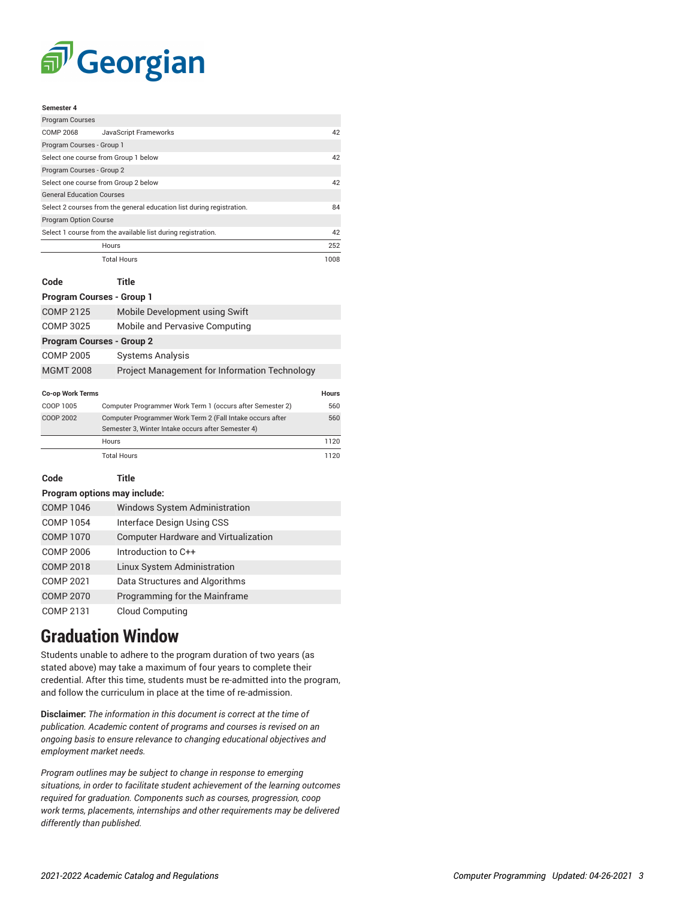**Semester 4**

| | | |
|---|---|---|
| Program Courses | | |
| COMP 2068 | JavaScript Frameworks | 42 |
| Program Courses - Group 1 | | |
| Select one course from Group 1 below | | 42 |
| Program Courses - Group 2 | | |
| Select one course from Group 2 below | | 42 |
| General Education Courses | | |
| Select 2 courses from the general education list during registration. | | 84 |
| Program Option Course | | |
| Select 1 course from the available list during registration. | | 42 |
| | Hours | 252 |
| | Total Hours | 1008 |

| Code | Title |
|---|---|
| **Program Courses - Group 1** | |
| COMP 2125 | Mobile Development using Swift |
| COMP 3025 | Mobile and Pervasive Computing |
| **Program Courses - Group 2** | |
| COMP 2005 | Systems Analysis |
| MGMT 2008 | Project Management for Information Technology |

| Co-op Work Terms | | Hours |
|---|---|---|
| COOP 1005 | Computer Programmer Work Term 1 (occurs after Semester 2) | 560 |
| COOP 2002 | Computer Programmer Work Term 2 (Fall Intake occurs after Semester 3, Winter Intake occurs after Semester 4) | 560 |
| | Hours | 1120 |
| | Total Hours | 1120 |

| Code | Title |
|---|---|
| **Program options may include:** | |
| COMP 1046 | Windows System Administration |
| COMP 1054 | Interface Design Using CSS |
| COMP 1070 | Computer Hardware and Virtualization |
| COMP 2006 | Introduction to C++ |
| COMP 2018 | Linux System Administration |
| COMP 2021 | Data Structures and Algorithms |
| COMP 2070 | Programming for the Mainframe |
| COMP 2131 | Cloud Computing |

# Graduation Window

Students unable to adhere to the program duration of two years (as stated above) may take a maximum of four years to complete their credential. After this time, students must be re-admitted into the program, and follow the curriculum in place at the time of re-admission.

**Disclaimer:** *The information in this document is correct at the time of publication. Academic content of programs and courses is revised on an ongoing basis to ensure relevance to changing educational objectives and employment market needs.*

*Program outlines may be subject to change in response to emerging situations, in order to facilitate student achievement of the learning outcomes required for graduation. Components such as courses, progression, coop work terms, placements, internships and other requirements may be delivered differently than published.*